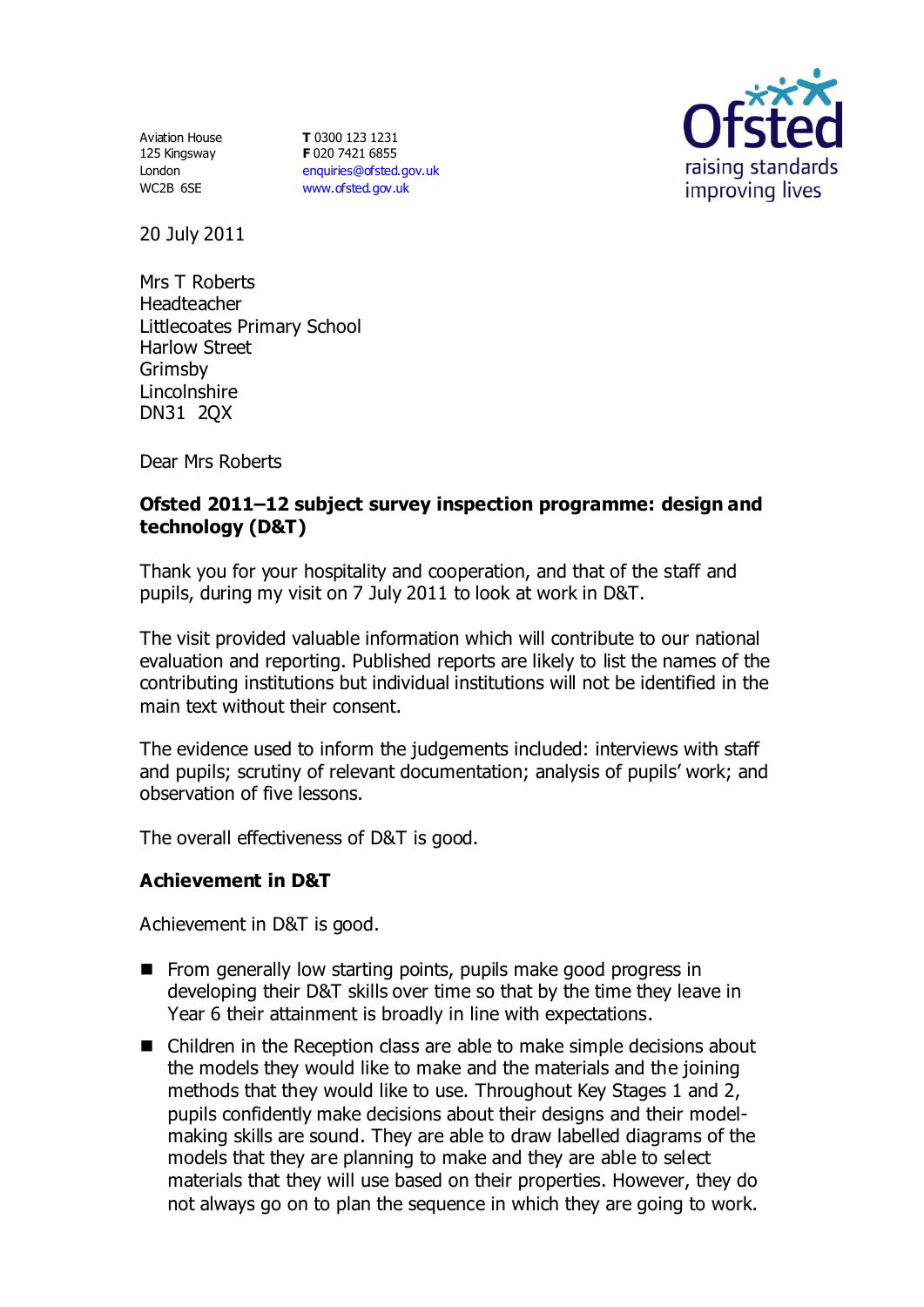Aviation House
125 Kingsway
London
WC2B 6SE

**T** 0300 123 1231
**F** 020 7421 6855
enquiries@ofsted.gov.uk
www.ofsted.gov.uk

Ofsted
raising standards
improving lives

20 July 2011

Mrs T Roberts
Headteacher
Littlecoates Primary School
Harlow Street
Grimsby
Lincolnshire
DN31 2QX

Dear Mrs Roberts

**Ofsted 2011–12 subject survey inspection programme: design and technology (D&T)**

Thank you for your hospitality and cooperation, and that of the staff and pupils, during my visit on 7 July 2011 to look at work in D&T.

The visit provided valuable information which will contribute to our national evaluation and reporting. Published reports are likely to list the names of the contributing institutions but individual institutions will not be identified in the main text without their consent.

The evidence used to inform the judgements included: interviews with staff and pupils; scrutiny of relevant documentation; analysis of pupils' work; and observation of five lessons.

The overall effectiveness of D&T is good.

## Achievement in D&T

Achievement in D&T is good.

- From generally low starting points, pupils make good progress in developing their D&T skills over time so that by the time they leave in Year 6 their attainment is broadly in line with expectations.
- Children in the Reception class are able to make simple decisions about the models they would like to make and the materials and the joining methods that they would like to use. Throughout Key Stages 1 and 2, pupils confidently make decisions about their designs and their model-making skills are sound. They are able to draw labelled diagrams of the models that they are planning to make and they are able to select materials that they will use based on their properties. However, they do not always go on to plan the sequence in which they are going to work.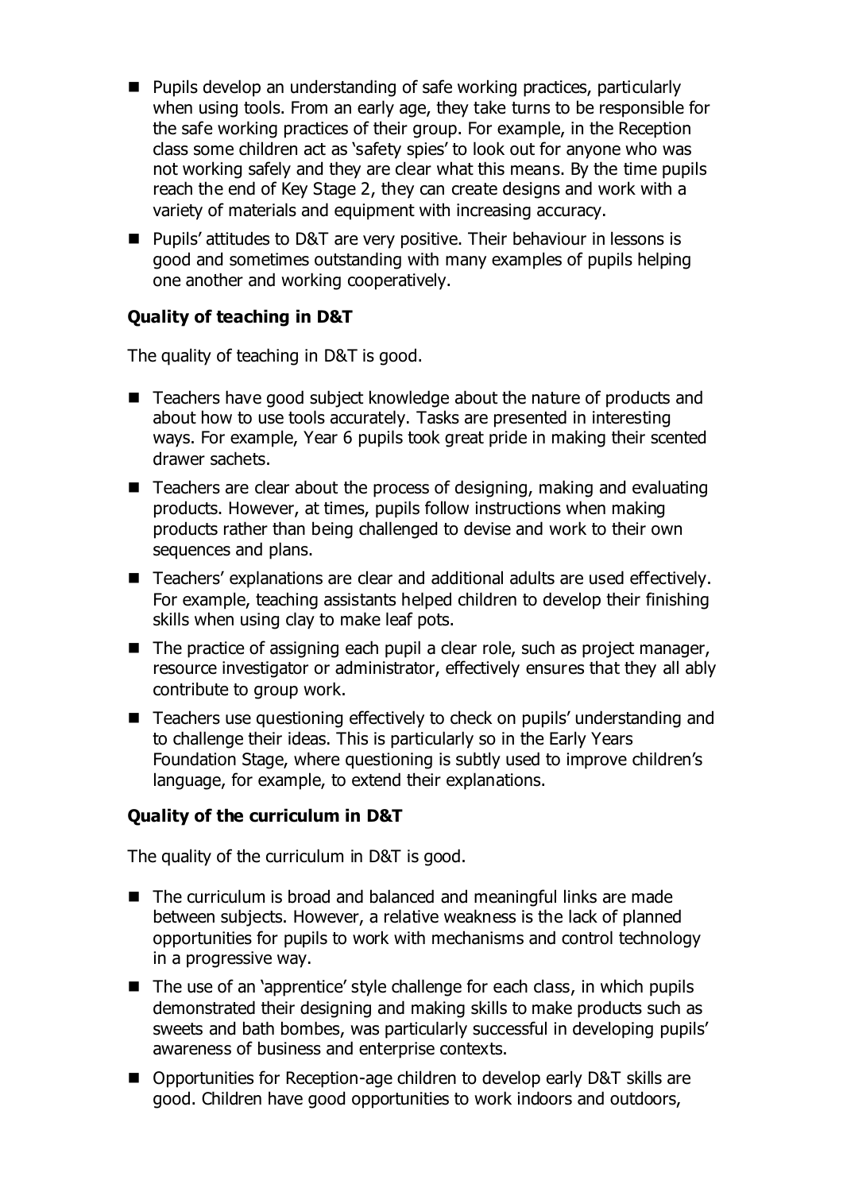- Pupils develop an understanding of safe working practices, particularly when using tools. From an early age, they take turns to be responsible for the safe working practices of their group. For example, in the Reception class some children act as 'safety spies' to look out for anyone who was not working safely and they are clear what this means. By the time pupils reach the end of Key Stage 2, they can create designs and work with a variety of materials and equipment with increasing accuracy.
- Pupils' attitudes to D&T are very positive. Their behaviour in lessons is good and sometimes outstanding with many examples of pupils helping one another and working cooperatively.

### Quality of teaching in D&T

The quality of teaching in D&T is good.

- Teachers have good subject knowledge about the nature of products and about how to use tools accurately. Tasks are presented in interesting ways. For example, Year 6 pupils took great pride in making their scented drawer sachets.
- Teachers are clear about the process of designing, making and evaluating products. However, at times, pupils follow instructions when making products rather than being challenged to devise and work to their own sequences and plans.
- Teachers' explanations are clear and additional adults are used effectively. For example, teaching assistants helped children to develop their finishing skills when using clay to make leaf pots.
- The practice of assigning each pupil a clear role, such as project manager, resource investigator or administrator, effectively ensures that they all ably contribute to group work.
- Teachers use questioning effectively to check on pupils' understanding and to challenge their ideas. This is particularly so in the Early Years Foundation Stage, where questioning is subtly used to improve children's language, for example, to extend their explanations.

### Quality of the curriculum in D&T

The quality of the curriculum in D&T is good.

- The curriculum is broad and balanced and meaningful links are made between subjects. However, a relative weakness is the lack of planned opportunities for pupils to work with mechanisms and control technology in a progressive way.
- The use of an 'apprentice' style challenge for each class, in which pupils demonstrated their designing and making skills to make products such as sweets and bath bombes, was particularly successful in developing pupils' awareness of business and enterprise contexts.
- Opportunities for Reception-age children to develop early D&T skills are good. Children have good opportunities to work indoors and outdoors,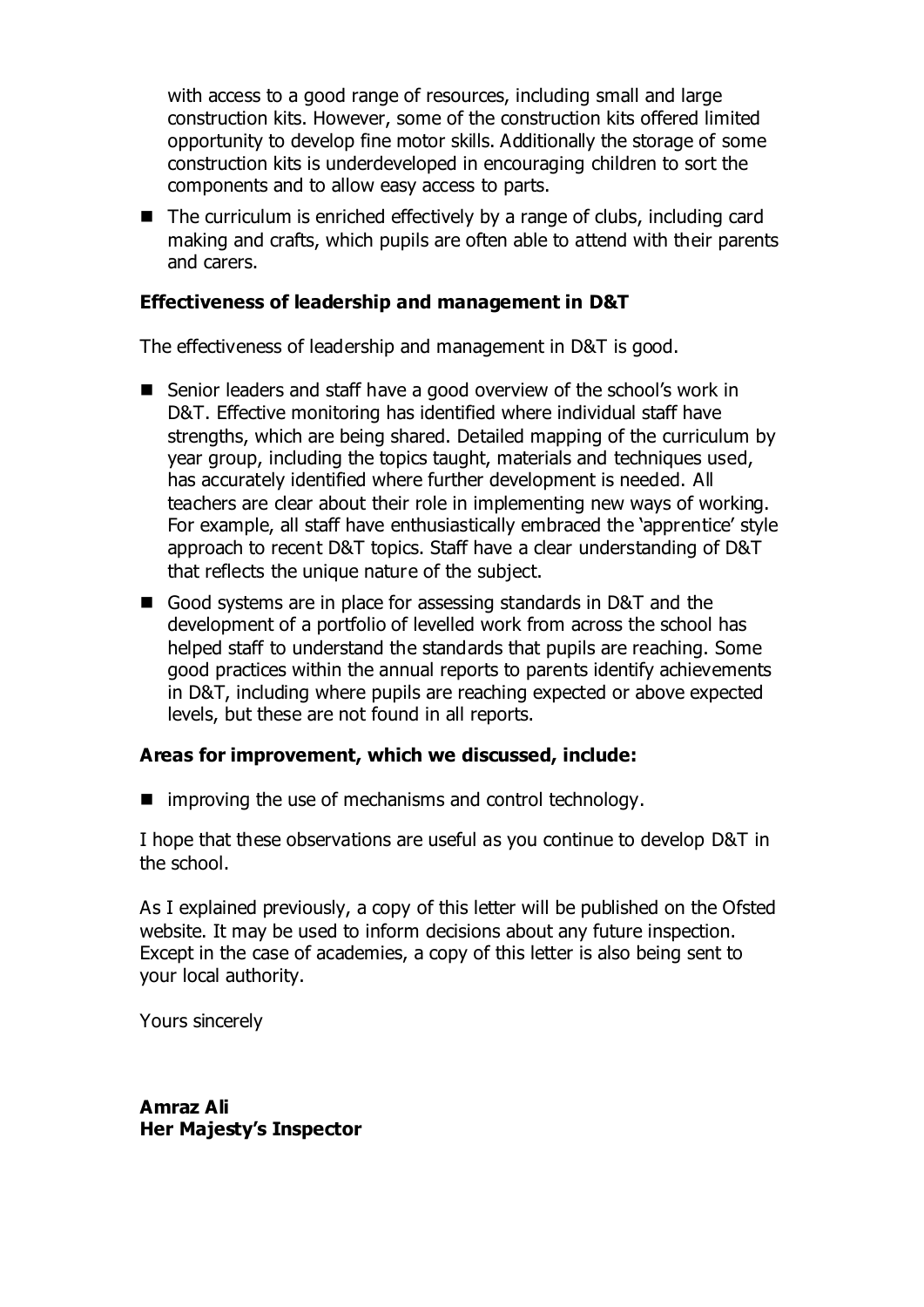with access to a good range of resources, including small and large construction kits. However, some of the construction kits offered limited opportunity to develop fine motor skills. Additionally the storage of some construction kits is underdeveloped in encouraging children to sort the components and to allow easy access to parts.

- The curriculum is enriched effectively by a range of clubs, including card making and crafts, which pupils are often able to attend with their parents and carers.

### Effectiveness of leadership and management in D&T

The effectiveness of leadership and management in D&T is good.

- Senior leaders and staff have a good overview of the school's work in D&T. Effective monitoring has identified where individual staff have strengths, which are being shared. Detailed mapping of the curriculum by year group, including the topics taught, materials and techniques used, has accurately identified where further development is needed. All teachers are clear about their role in implementing new ways of working. For example, all staff have enthusiastically embraced the 'apprentice' style approach to recent D&T topics. Staff have a clear understanding of D&T that reflects the unique nature of the subject.
- Good systems are in place for assessing standards in D&T and the development of a portfolio of levelled work from across the school has helped staff to understand the standards that pupils are reaching. Some good practices within the annual reports to parents identify achievements in D&T, including where pupils are reaching expected or above expected levels, but these are not found in all reports.

### Areas for improvement, which we discussed, include:

- improving the use of mechanisms and control technology.

I hope that these observations are useful as you continue to develop D&T in the school.

As I explained previously, a copy of this letter will be published on the Ofsted website. It may be used to inform decisions about any future inspection. Except in the case of academies, a copy of this letter is also being sent to your local authority.

Yours sincerely

**Amraz Ali**
**Her Majesty's Inspector**